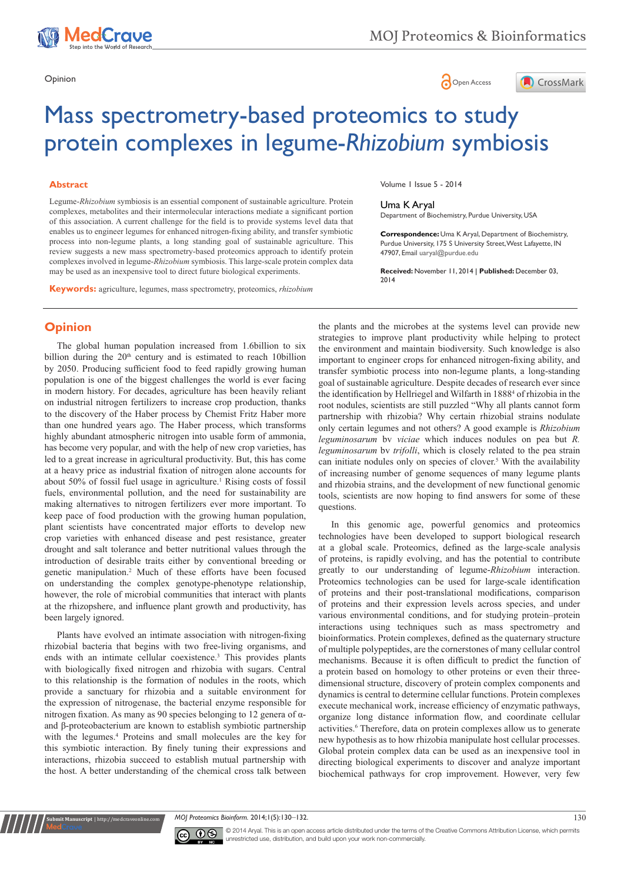Opinion

# Mass spectrometry-based proteomics to study protein complexes in legume-*Rhizobium* symbiosis

Volume 1 Issue 5 - 2014

**Uma K Aryal**

Department of Biochemistry, Purdue University, USA

**Correspondence:** Uma K Aryal, Department of Biochemistry, Purdue University, 175 S University Street, West Lafayette, IN 47907, Email uaryal@purdue.edu

**Received:** November 11, 2014 | **Published:** December 03, 2014

## Abstract

Legume-*Rhizobium* symbiosis is an essential component of sustainable agriculture. Protein complexes, metabolites and their intermolecular interactions mediate a significant portion of this association. A current challenge for the field is to provide systems level data that enables us to engineer legumes for enhanced nitrogen-fixing ability, and transfer symbiotic process into non-legume plants, a long standing goal of sustainable agriculture. This review suggests a new mass spectrometry-based proteomics approach to identify protein complexes involved in legume-*Rhizobium* symbiosis. This large-scale protein complex data may be used as an inexpensive tool to direct future biological experiments.

**Keywords:** agriculture, legumes, mass spectrometry, proteomics, *rhizobium*

## Opinion

The global human population increased from 1.6billion to six billion during the 20th century and is estimated to reach 10billion by 2050. Producing sufficient food to feed rapidly growing human population is one of the biggest challenges the world is ever facing in modern history. For decades, agriculture has been heavily reliant on industrial nitrogen fertilizers to increase crop production, thanks to the discovery of the Haber process by Chemist Fritz Haber more than one hundred years ago. The Haber process, which transforms highly abundant atmospheric nitrogen into usable form of ammonia, has become very popular, and with the help of new crop varieties, has led to a great increase in agricultural productivity. But, this has come at a heavy price as industrial fixation of nitrogen alone accounts for about 50% of fossil fuel usage in agriculture.[1] Rising costs of fossil fuels, environmental pollution, and the need for sustainability are making alternatives to nitrogen fertilizers ever more important. To keep pace of food production with the growing human population, plant scientists have concentrated major efforts to develop new crop varieties with enhanced disease and pest resistance, greater drought and salt tolerance and better nutritional values through the introduction of desirable traits either by conventional breeding or genetic manipulation.[2] Much of these efforts have been focused on understanding the complex genotype-phenotype relationship, however, the role of microbial communities that interact with plants at the rhizosphere, and influence plant growth and productivity, has been largely ignored.

Plants have evolved an intimate association with nitrogen-fixing rhizobial bacteria that begins with two free-living organisms, and ends with an intimate cellular coexistence.[3] This provides plants with biologically fixed nitrogen and rhizobia with sugars. Central to this relationship is the formation of nodules in the roots, which provide a sanctuary for rhizobia and a suitable environment for the expression of nitrogenase, the bacterial enzyme responsible for nitrogen fixation. As many as 90 species belonging to 12 genera of α- and β-proteobacterium are known to establish symbiotic partnership with the legumes.[4] Proteins and small molecules are the key for this symbiotic interaction. By finely tuning their expressions and interactions, rhizobia succeed to establish mutual partnership with the host. A better understanding of the chemical cross talk between the plants and the microbes at the systems level can provide new strategies to improve plant productivity while helping to protect the environment and maintain biodiversity. Such knowledge is also important to engineer crops for enhanced nitrogen-fixing ability, and transfer symbiotic process into non-legume plants, a long-standing goal of sustainable agriculture. Despite decades of research ever since the identification by Hellriegel and Wilfarth in 1888[4] of rhizobia in the root nodules, scientists are still puzzled "Why all plants cannot form partnership with rhizobia? Why certain rhizobial strains nodulate only certain legumes and not others? A good example is *Rhizobium leguminosarum* bv *viciae* which induces nodules on pea but *R. leguminosarum* bv *trifolli*, which is closely related to the pea strain can initiate nodules only on species of clover.[5] With the availability of increasing number of genome sequences of many legume plants and rhizobia strains, and the development of new functional genomic tools, scientists are now hoping to find answers for some of these questions.

In this genomic age, powerful genomics and proteomics technologies have been developed to support biological research at a global scale. Proteomics, defined as the large-scale analysis of proteins, is rapidly evolving, and has the potential to contribute greatly to our understanding of legume-*Rhizobium* interaction. Proteomics technologies can be used for large-scale identification of proteins and their post-translational modifications, comparison of proteins and their expression levels across species, and under various environmental conditions, and for studying protein–protein interactions using techniques such as mass spectrometry and bioinformatics. Protein complexes, defined as the quaternary structure of multiple polypeptides, are the cornerstones of many cellular control mechanisms. Because it is often difficult to predict the function of a protein based on homology to other proteins or even their three-dimensional structure, discovery of protein complex components and dynamics is central to determine cellular functions. Protein complexes execute mechanical work, increase efficiency of enzymatic pathways, organize long distance information flow, and coordinate cellular activities.[6] Therefore, data on protein complexes allow us to generate new hypothesis as to how rhizobia manipulate host cellular processes. Global protein complex data can be used as an inexpensive tool in directing biological experiments to discover and analyze important biochemical pathways for crop improvement. However, very few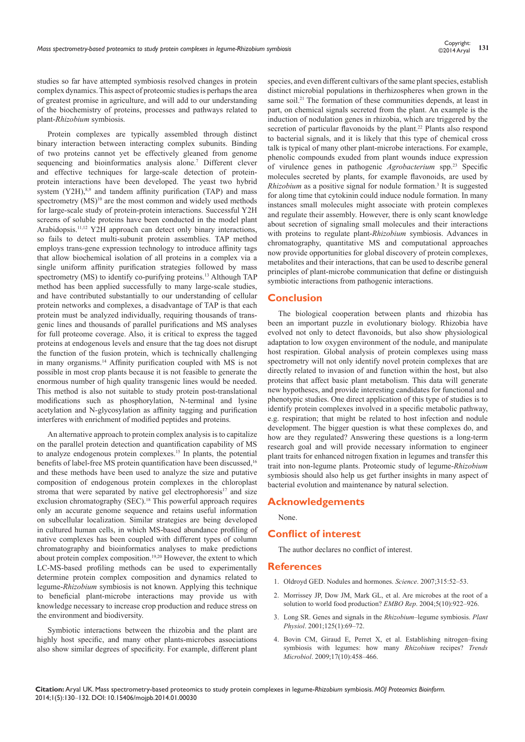studies so far have attempted symbiosis resolved changes in protein complex dynamics. This aspect of proteomic studies is perhaps the area of greatest promise in agriculture, and will add to our understanding of the biochemistry of proteins, processes and pathways related to plant-*Rhizobium* symbiosis.

Protein complexes are typically assembled through distinct binary interaction between interacting complex subunits. Binding of two proteins cannot yet be effectively gleaned from genome sequencing and bioinformatics analysis alone.[7] Different clever and effective techniques for large-scale detection of protein-protein interactions have been developed. The yeast two hybrid system (Y2H),[8,9] and tandem affinity purification (TAP) and mass spectrometry (MS)[10] are the most common and widely used methods for large-scale study of protein-protein interactions. Successful Y2H screens of soluble proteins have been conducted in the model plant Arabidopsis.[11,12] Y2H approach can detect only binary interactions, so fails to detect multi-subunit protein assemblies. TAP method employs trans-gene expression technology to introduce affinity tags that allow biochemical isolation of all proteins in a complex via a single uniform affinity purification strategies followed by mass spectrometry (MS) to identify co-purifying proteins.[13] Although TAP method has been applied successfully to many large-scale studies, and have contributed substantially to our understanding of cellular protein networks and complexes, a disadvantage of TAP is that each protein must be analyzed individually, requiring thousands of trans-genic lines and thousands of parallel purifications and MS analyses for full proteome coverage. Also, it is critical to express the tagged proteins at endogenous levels and ensure that the tag does not disrupt the function of the fusion protein, which is technically challenging in many organisms.[14] Affinity purification coupled with MS is not possible in most crop plants because it is not feasible to generate the enormous number of high quality transgenic lines would be needed. This method is also not suitable to study protein post-translational modifications such as phosphorylation, N-terminal and lysine acetylation and N-glycosylation as affinity tagging and purification interferes with enrichment of modified peptides and proteins.

An alternative approach to protein complex analysis is to capitalize on the parallel protein detection and quantification capability of MS to analyze endogenous protein complexes.[15] In plants, the potential benefits of label-free MS protein quantification have been discussed,[16] and these methods have been used to analyze the size and putative composition of endogenous protein complexes in the chloroplast stroma that were separated by native gel electrophoresis[17] and size exclusion chromatography (SEC).[18] This powerful approach requires only an accurate genome sequence and retains useful information on subcellular localization. Similar strategies are being developed in cultured human cells, in which MS-based abundance profiling of native complexes has been coupled with different types of column chromatography and bioinformatics analyses to make predictions about protein complex composition.[19,20] However, the extent to which LC-MS-based profiling methods can be used to experimentally determine protein complex composition and dynamics related to legume-*Rhizobium* symbiosis is not known. Applying this technique to beneficial plant-microbe interactions may provide us with knowledge necessary to increase crop production and reduce stress on the environment and biodiversity.

Symbiotic interactions between the rhizobia and the plant are highly host specific, and many other plants-microbes associations also show similar degrees of specificity. For example, different plant species, and even different cultivars of the same plant species, establish distinct microbial populations in therhizospheres when grown in the same soil.[21] The formation of these communities depends, at least in part, on chemical signals secreted from the plant. An example is the induction of nodulation genes in rhizobia, which are triggered by the secretion of particular flavonoids by the plant.[22] Plants also respond to bacterial signals, and it is likely that this type of chemical cross talk is typical of many other plant-microbe interactions. For example, phenolic compounds exuded from plant wounds induce expression of virulence genes in pathogenic *Agrobacterium* spp.[23] Specific molecules secreted by plants, for example flavonoids, are used by *Rhizobium* as a positive signal for nodule formation.[3] It is suggested for along time that cytokinin could induce nodule formation. In many instances small molecules might associate with protein complexes and regulate their assembly. However, there is only scant knowledge about secretion of signaling small molecules and their interactions with proteins to regulate plant-*Rhizobium* symbiosis. Advances in chromatography, quantitative MS and computational approaches now provide opportunities for global discovery of protein complexes, metabolites and their interactions, that can be used to describe general principles of plant-microbe communication that define or distinguish symbiotic interactions from pathogenic interactions.

## Conclusion

The biological cooperation between plants and rhizobia has been an important puzzle in evolutionary biology. Rhizobia have evolved not only to detect flavonoids, but also show physiological adaptation to low oxygen environment of the nodule, and manipulate host respiration. Global analysis of protein complexes using mass spectrometry will not only identify novel protein complexes that are directly related to invasion of and function within the host, but also proteins that affect basic plant metabolism. This data will generate new hypotheses, and provide interesting candidates for functional and phenotypic studies. One direct application of this type of studies is to identify protein complexes involved in a specific metabolic pathway, e.g. respiration; that might be related to host infection and nodule development. The bigger question is what these complexes do, and how are they regulated? Answering these questions is a long-term research goal and will provide necessary information to engineer plant traits for enhanced nitrogen fixation in legumes and transfer this trait into non-legume plants. Proteomic study of legume-*Rhizobium* symbiosis should also help us get further insights in many aspect of bacterial evolution and maintenance by natural selection.

## Acknowledgements

None.

## Conflict of interest

The author declares no conflict of interest.

## References

1. Oldroyd GED. Nodules and hormones. *Science*. 2007;315:52–53.
2. Morrissey JP, Dow JM, Mark GL, et al. Are microbes at the root of a solution to world food production? *EMBO Rep*. 2004;5(10):922–926.
3. Long SR. Genes and signals in the *Rhizobium*–legume symbiosis. *Plant Physiol*. 2001;125(1):69–72.
4. Bovin CM, Giraud E, Perret X, et al. Establishing nitrogen–fixing symbiosis with legumes: how many *Rhizobium* recipes? *Trends Microbiol*. 2009;17(10):458–466.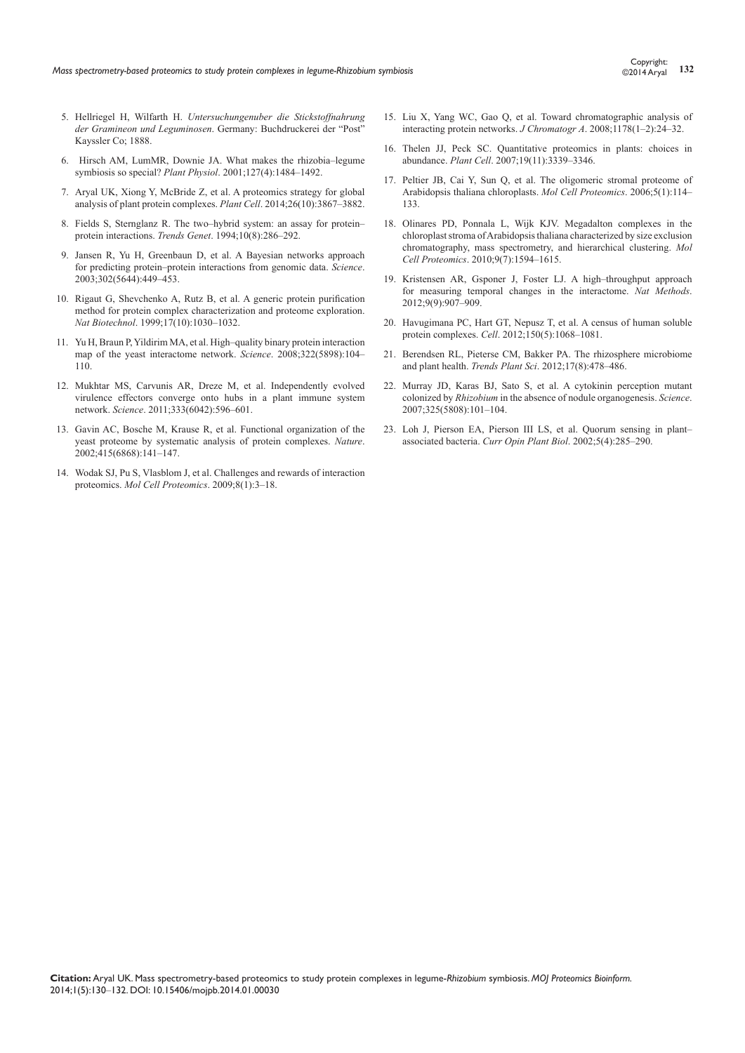5. Hellriegel H, Wilfarth H. *Untersuchungenuber die Stickstoffnahrung der Gramineon und Leguminosen*. Germany: Buchdruckerei der "Post" Kayssler Co; 1888.
6. Hirsch AM, LumMR, Downie JA. What makes the rhizobia–legume symbiosis so special? *Plant Physiol*. 2001;127(4):1484–1492.
7. Aryal UK, Xiong Y, McBride Z, et al. A proteomics strategy for global analysis of plant protein complexes. *Plant Cell*. 2014;26(10):3867–3882.
8. Fields S, Sternglanz R. The two–hybrid system: an assay for protein–protein interactions. *Trends Genet*. 1994;10(8):286–292.
9. Jansen R, Yu H, Greenbaun D, et al. A Bayesian networks approach for predicting protein–protein interactions from genomic data. *Science*. 2003;302(5644):449–453.
10. Rigaut G, Shevchenko A, Rutz B, et al. A generic protein purification method for protein complex characterization and proteome exploration. *Nat Biotechnol*. 1999;17(10):1030–1032.
11. Yu H, Braun P, Yildirim MA, et al. High–quality binary protein interaction map of the yeast interactome network. *Science*. 2008;322(5898):104–110.
12. Mukhtar MS, Carvunis AR, Dreze M, et al. Independently evolved virulence effectors converge onto hubs in a plant immune system network. *Science*. 2011;333(6042):596–601.
13. Gavin AC, Bosche M, Krause R, et al. Functional organization of the yeast proteome by systematic analysis of protein complexes. *Nature*. 2002;415(6868):141–147.
14. Wodak SJ, Pu S, Vlasblom J, et al. Challenges and rewards of interaction proteomics. *Mol Cell Proteomics*. 2009;8(1):3–18.
15. Liu X, Yang WC, Gao Q, et al. Toward chromatographic analysis of interacting protein networks. *J Chromatogr A*. 2008;1178(1–2):24–32.
16. Thelen JJ, Peck SC. Quantitative proteomics in plants: choices in abundance. *Plant Cell*. 2007;19(11):3339–3346.
17. Peltier JB, Cai Y, Sun Q, et al. The oligomeric stromal proteome of Arabidopsis thaliana chloroplasts. *Mol Cell Proteomics*. 2006;5(1):114–133.
18. Olinares PD, Ponnala L, Wijk KJV. Megadalton complexes in the chloroplast stroma of Arabidopsis thaliana characterized by size exclusion chromatography, mass spectrometry, and hierarchical clustering. *Mol Cell Proteomics*. 2010;9(7):1594–1615.
19. Kristensen AR, Gsponer J, Foster LJ. A high–throughput approach for measuring temporal changes in the interactome. *Nat Methods*. 2012;9(9):907–909.
20. Havugimana PC, Hart GT, Nepusz T, et al. A census of human soluble protein complexes. *Cell*. 2012;150(5):1068–1081.
21. Berendsen RL, Pieterse CM, Bakker PA. The rhizosphere microbiome and plant health. *Trends Plant Sci*. 2012;17(8):478–486.
22. Murray JD, Karas BJ, Sato S, et al. A cytokinin perception mutant colonized by *Rhizobium* in the absence of nodule organogenesis. *Science*. 2007;325(5808):101–104.
23. Loh J, Pierson EA, Pierson III LS, et al. Quorum sensing in plant–associated bacteria. *Curr Opin Plant Biol*. 2002;5(4):285–290.